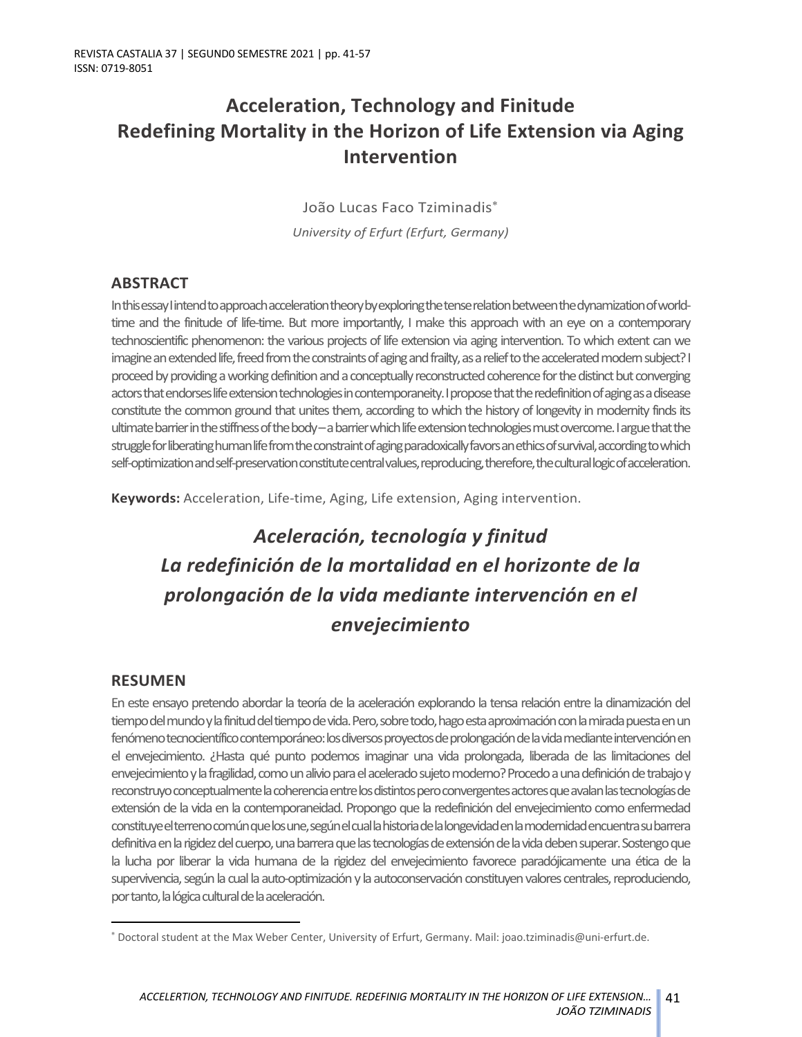# Acceleration, Technology and Finitude
# Redefining Mortality in the Horizon of Life Extension via Aging Intervention

João Lucas Faco Tziminadis[*]

*University of Erfurt (Erfurt, Germany)*

## ABSTRACT

In this essay I intend to approach acceleration theory by exploring the tense relation between the dynamization of world-time and the finitude of life-time. But more importantly, I make this approach with an eye on a contemporary technoscientific phenomenon: the various projects of life extension via aging intervention. To which extent can we imagine an extended life, freed from the constraints of aging and frailty, as a relief to the accelerated modern subject? I proceed by providing a working definition and a conceptually reconstructed coherence for the distinct but converging actors that endorses life extension technologies in contemporaneity. I propose that the redefinition of aging as a disease constitute the common ground that unites them, according to which the history of longevity in modernity finds its ultimate barrier in the stiffness of the body – a barrier which life extension technologies must overcome. I argue that the struggle for liberating human life from the constraint of aging paradoxically favors an ethics of survival, according to which self-optimization and self-preservation constitute central values, reproducing, therefore, the cultural logic of acceleration.

**Keywords:** Acceleration, Life-time, Aging, Life extension, Aging intervention.

# *Aceleración, tecnología y finitud*
# *La redefinición de la mortalidad en el horizonte de la prolongación de la vida mediante intervención en el envejecimiento*

## RESUMEN

En este ensayo pretendo abordar la teoría de la aceleración explorando la tensa relación entre la dinamización del tiempo del mundo y la finitud del tiempo de vida. Pero, sobre todo, hago esta aproximación con la mirada puesta en un fenómeno tecnocientífico contemporáneo: los diversos proyectos de prolongación de la vida mediante intervención en el envejecimiento. ¿Hasta qué punto podemos imaginar una vida prolongada, liberada de las limitaciones del envejecimiento y la fragilidad, como un alivio para el acelerado sujeto moderno? Procedo a una definición de trabajo y reconstruyo conceptualmente la coherencia entre los distintos pero convergentes actores que avalan las tecnologías de extensión de la vida en la contemporaneidad. Propongo que la redefinición del envejecimiento como enfermedad constituye el terreno común que los une, según el cual la historia de la longevidad en la modernidad encuentra su barrera definitiva en la rigidez del cuerpo, una barrera que las tecnologías de extensión de la vida deben superar. Sostengo que la lucha por liberar la vida humana de la rigidez del envejecimiento favorece paradójicamente una ética de la supervivencia, según la cual la auto-optimización y la autoconservación constituyen valores centrales, reproduciendo, por tanto, la lógica cultural de la aceleración.

---

[*] Doctoral student at the Max Weber Center, University of Erfurt, Germany. Mail: joao.tziminadis@uni-erfurt.de.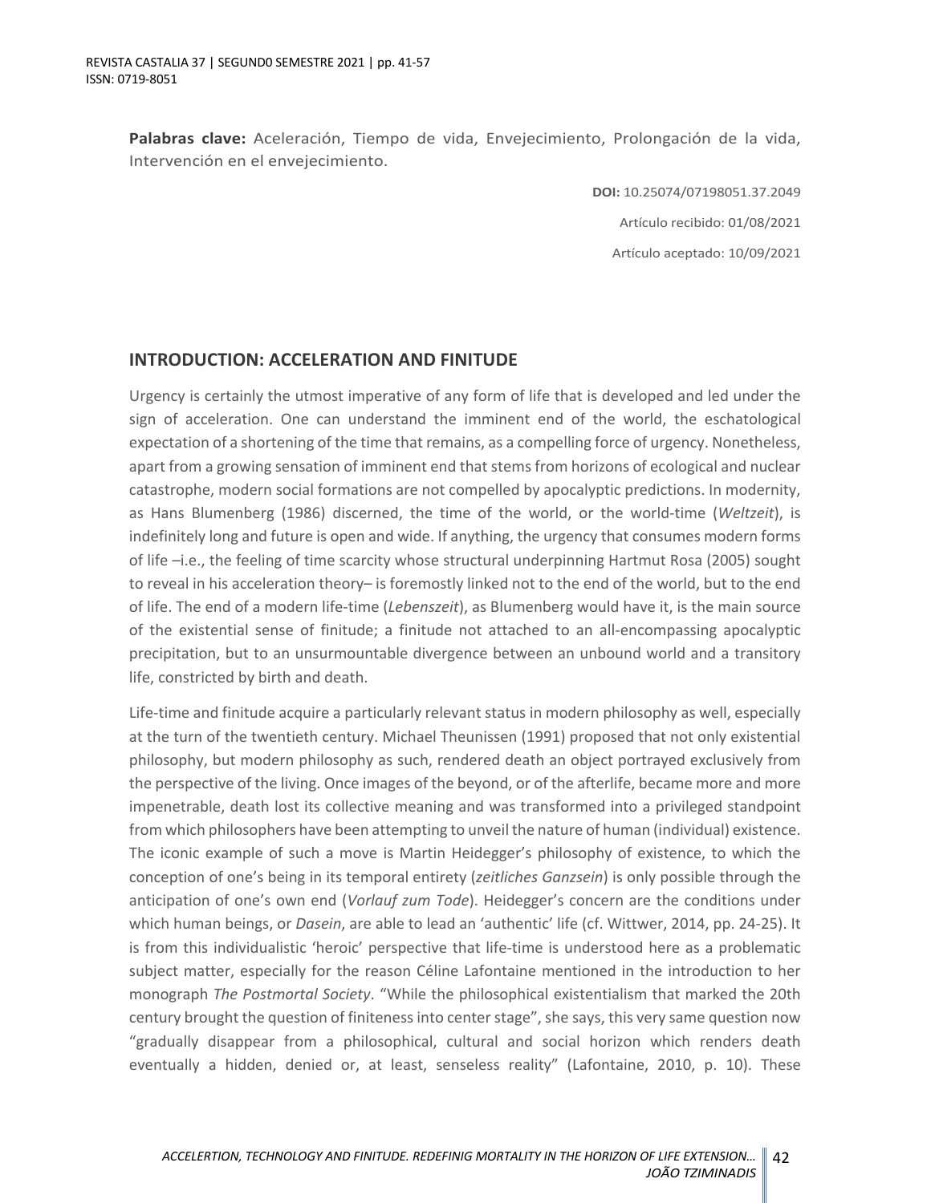**Palabras clave:** Aceleración, Tiempo de vida, Envejecimiento, Prolongación de la vida, Intervención en el envejecimiento.

**DOI:** 10.25074/07198051.37.2049

Artículo recibido: 01/08/2021

Artículo aceptado: 10/09/2021

## INTRODUCTION: ACCELERATION AND FINITUDE

Urgency is certainly the utmost imperative of any form of life that is developed and led under the sign of acceleration. One can understand the imminent end of the world, the eschatological expectation of a shortening of the time that remains, as a compelling force of urgency. Nonetheless, apart from a growing sensation of imminent end that stems from horizons of ecological and nuclear catastrophe, modern social formations are not compelled by apocalyptic predictions. In modernity, as Hans Blumenberg (1986) discerned, the time of the world, or the world-time (*Weltzeit*), is indefinitely long and future is open and wide. If anything, the urgency that consumes modern forms of life –i.e., the feeling of time scarcity whose structural underpinning Hartmut Rosa (2005) sought to reveal in his acceleration theory– is foremostly linked not to the end of the world, but to the end of life. The end of a modern life-time (*Lebenszeit*), as Blumenberg would have it, is the main source of the existential sense of finitude; a finitude not attached to an all-encompassing apocalyptic precipitation, but to an unsurmountable divergence between an unbound world and a transitory life, constricted by birth and death.

Life-time and finitude acquire a particularly relevant status in modern philosophy as well, especially at the turn of the twentieth century. Michael Theunissen (1991) proposed that not only existential philosophy, but modern philosophy as such, rendered death an object portrayed exclusively from the perspective of the living. Once images of the beyond, or of the afterlife, became more and more impenetrable, death lost its collective meaning and was transformed into a privileged standpoint from which philosophers have been attempting to unveil the nature of human (individual) existence. The iconic example of such a move is Martin Heidegger's philosophy of existence, to which the conception of one's being in its temporal entirety (*zeitliches Ganzsein*) is only possible through the anticipation of one's own end (*Vorlauf zum Tode*). Heidegger's concern are the conditions under which human beings, or *Dasein*, are able to lead an 'authentic' life (cf. Wittwer, 2014, pp. 24-25). It is from this individualistic 'heroic' perspective that life-time is understood here as a problematic subject matter, especially for the reason Céline Lafontaine mentioned in the introduction to her monograph *The Postmortal Society*. "While the philosophical existentialism that marked the 20th century brought the question of finiteness into center stage", she says, this very same question now "gradually disappear from a philosophical, cultural and social horizon which renders death eventually a hidden, denied or, at least, senseless reality" (Lafontaine, 2010, p. 10). These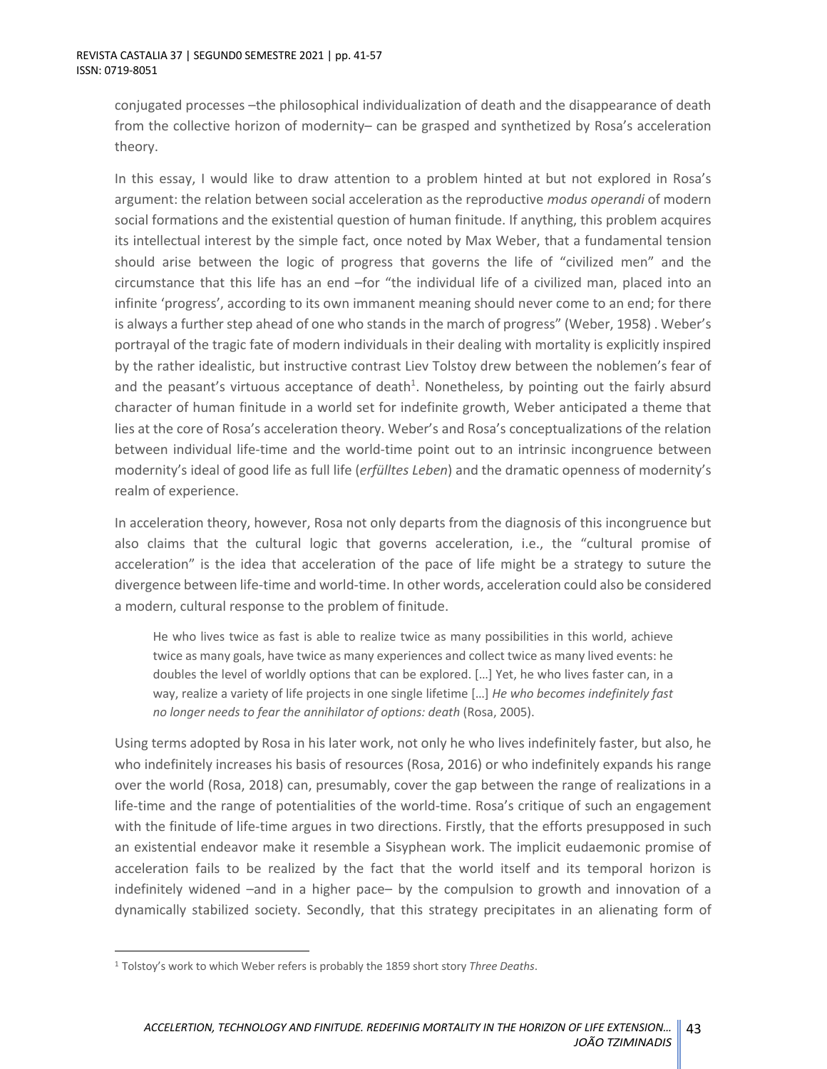conjugated processes –the philosophical individualization of death and the disappearance of death from the collective horizon of modernity– can be grasped and synthetized by Rosa's acceleration theory.

In this essay, I would like to draw attention to a problem hinted at but not explored in Rosa's argument: the relation between social acceleration as the reproductive *modus operandi* of modern social formations and the existential question of human finitude. If anything, this problem acquires its intellectual interest by the simple fact, once noted by Max Weber, that a fundamental tension should arise between the logic of progress that governs the life of "civilized men" and the circumstance that this life has an end –for "the individual life of a civilized man, placed into an infinite 'progress', according to its own immanent meaning should never come to an end; for there is always a further step ahead of one who stands in the march of progress" (Weber, 1958) . Weber's portrayal of the tragic fate of modern individuals in their dealing with mortality is explicitly inspired by the rather idealistic, but instructive contrast Liev Tolstoy drew between the noblemen's fear of and the peasant's virtuous acceptance of death[1]. Nonetheless, by pointing out the fairly absurd character of human finitude in a world set for indefinite growth, Weber anticipated a theme that lies at the core of Rosa's acceleration theory. Weber's and Rosa's conceptualizations of the relation between individual life-time and the world-time point out to an intrinsic incongruence between modernity's ideal of good life as full life (*erfülltes Leben*) and the dramatic openness of modernity's realm of experience.

In acceleration theory, however, Rosa not only departs from the diagnosis of this incongruence but also claims that the cultural logic that governs acceleration, i.e., the "cultural promise of acceleration" is the idea that acceleration of the pace of life might be a strategy to suture the divergence between life-time and world-time. In other words, acceleration could also be considered a modern, cultural response to the problem of finitude.

> He who lives twice as fast is able to realize twice as many possibilities in this world, achieve twice as many goals, have twice as many experiences and collect twice as many lived events: he doubles the level of worldly options that can be explored. […] Yet, he who lives faster can, in a way, realize a variety of life projects in one single lifetime […] *He who becomes indefinitely fast no longer needs to fear the annihilator of options: death* (Rosa, 2005).

Using terms adopted by Rosa in his later work, not only he who lives indefinitely faster, but also, he who indefinitely increases his basis of resources (Rosa, 2016) or who indefinitely expands his range over the world (Rosa, 2018) can, presumably, cover the gap between the range of realizations in a life-time and the range of potentialities of the world-time. Rosa's critique of such an engagement with the finitude of life-time argues in two directions. Firstly, that the efforts presupposed in such an existential endeavor make it resemble a Sisyphean work. The implicit eudaemonic promise of acceleration fails to be realized by the fact that the world itself and its temporal horizon is indefinitely widened –and in a higher pace– by the compulsion to growth and innovation of a dynamically stabilized society. Secondly, that this strategy precipitates in an alienating form of

[1] Tolstoy's work to which Weber refers is probably the 1859 short story *Three Deaths*.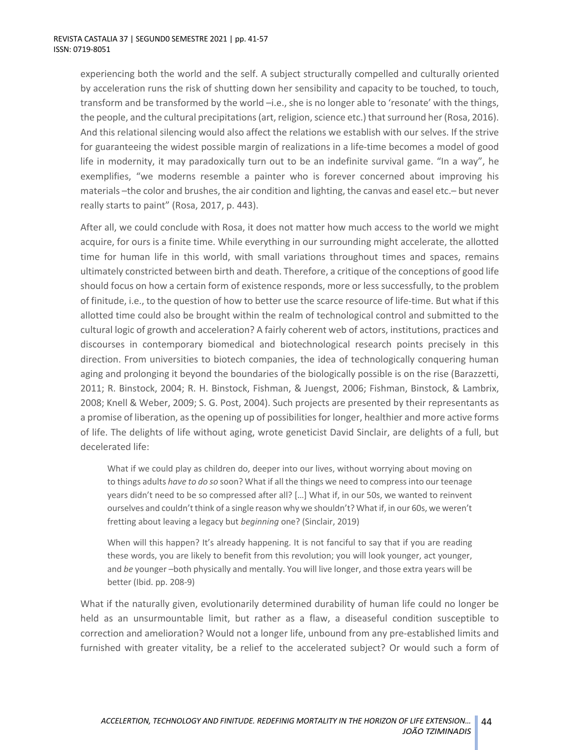experiencing both the world and the self. A subject structurally compelled and culturally oriented by acceleration runs the risk of shutting down her sensibility and capacity to be touched, to touch, transform and be transformed by the world –i.e., she is no longer able to 'resonate' with the things, the people, and the cultural precipitations (art, religion, science etc.) that surround her (Rosa, 2016). And this relational silencing would also affect the relations we establish with our selves. If the strive for guaranteeing the widest possible margin of realizations in a life-time becomes a model of good life in modernity, it may paradoxically turn out to be an indefinite survival game. "In a way", he exemplifies, "we moderns resemble a painter who is forever concerned about improving his materials –the color and brushes, the air condition and lighting, the canvas and easel etc.– but never really starts to paint" (Rosa, 2017, p. 443).

After all, we could conclude with Rosa, it does not matter how much access to the world we might acquire, for ours is a finite time. While everything in our surrounding might accelerate, the allotted time for human life in this world, with small variations throughout times and spaces, remains ultimately constricted between birth and death. Therefore, a critique of the conceptions of good life should focus on how a certain form of existence responds, more or less successfully, to the problem of finitude, i.e., to the question of how to better use the scarce resource of life-time. But what if this allotted time could also be brought within the realm of technological control and submitted to the cultural logic of growth and acceleration? A fairly coherent web of actors, institutions, practices and discourses in contemporary biomedical and biotechnological research points precisely in this direction. From universities to biotech companies, the idea of technologically conquering human aging and prolonging it beyond the boundaries of the biologically possible is on the rise (Barazzetti, 2011; R. Binstock, 2004; R. H. Binstock, Fishman, & Juengst, 2006; Fishman, Binstock, & Lambrix, 2008; Knell & Weber, 2009; S. G. Post, 2004). Such projects are presented by their representants as a promise of liberation, as the opening up of possibilities for longer, healthier and more active forms of life. The delights of life without aging, wrote geneticist David Sinclair, are delights of a full, but decelerated life:

> What if we could play as children do, deeper into our lives, without worrying about moving on to things adults *have to do so* soon? What if all the things we need to compress into our teenage years didn't need to be so compressed after all? […] What if, in our 50s, we wanted to reinvent ourselves and couldn't think of a single reason why we shouldn't? What if, in our 60s, we weren't fretting about leaving a legacy but *beginning* one? (Sinclair, 2019)
>
> When will this happen? It's already happening. It is not fanciful to say that if you are reading these words, you are likely to benefit from this revolution; you will look younger, act younger, and *be* younger –both physically and mentally. You will live longer, and those extra years will be better (Ibid. pp. 208-9)

What if the naturally given, evolutionarily determined durability of human life could no longer be held as an unsurmountable limit, but rather as a flaw, a diseaseful condition susceptible to correction and amelioration? Would not a longer life, unbound from any pre-established limits and furnished with greater vitality, be a relief to the accelerated subject? Or would such a form of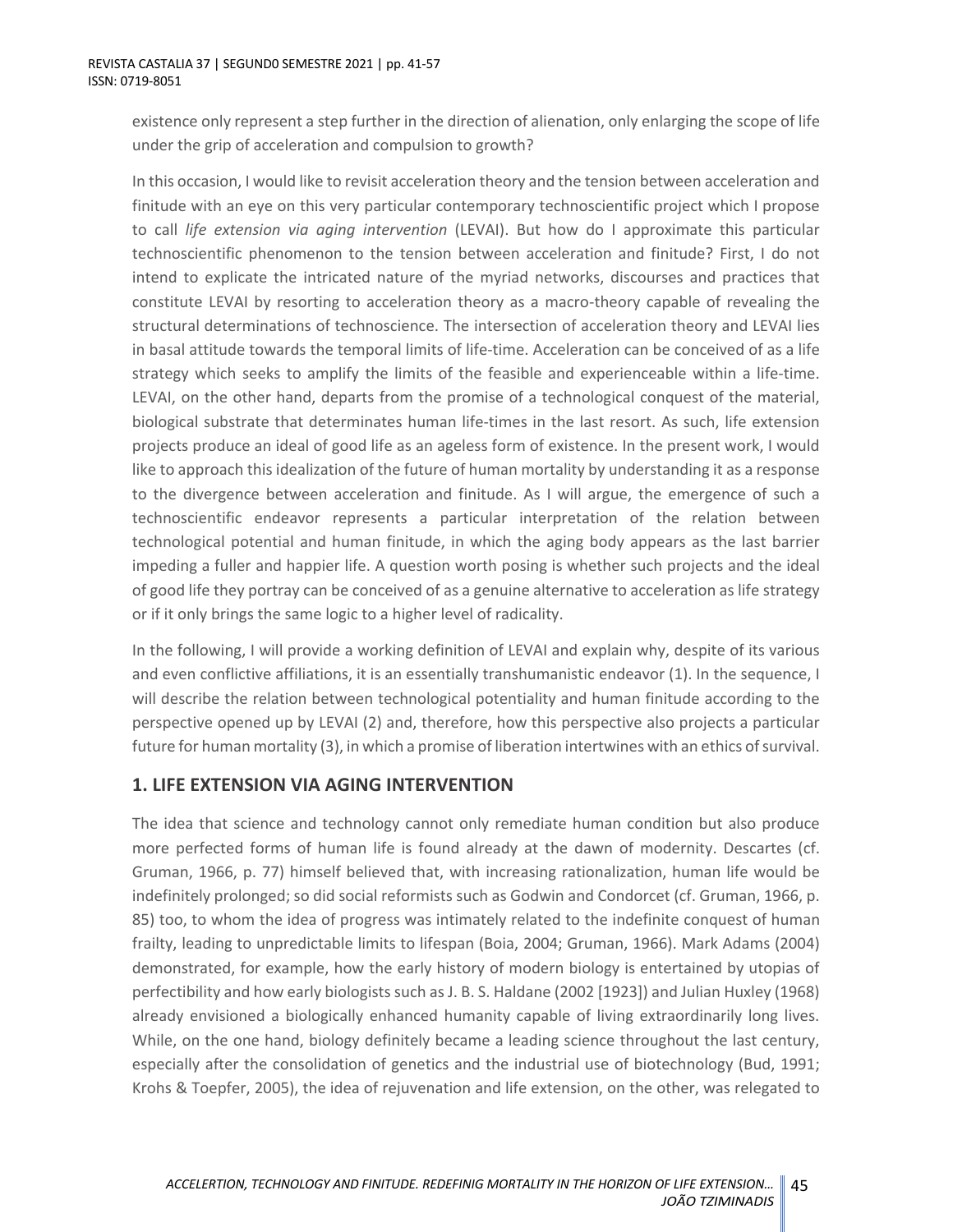existence only represent a step further in the direction of alienation, only enlarging the scope of life under the grip of acceleration and compulsion to growth?

In this occasion, I would like to revisit acceleration theory and the tension between acceleration and finitude with an eye on this very particular contemporary technoscientific project which I propose to call *life extension via aging intervention* (LEVAI). But how do I approximate this particular technoscientific phenomenon to the tension between acceleration and finitude? First, I do not intend to explicate the intricated nature of the myriad networks, discourses and practices that constitute LEVAI by resorting to acceleration theory as a macro-theory capable of revealing the structural determinations of technoscience. The intersection of acceleration theory and LEVAI lies in basal attitude towards the temporal limits of life-time. Acceleration can be conceived of as a life strategy which seeks to amplify the limits of the feasible and experienceable within a life-time. LEVAI, on the other hand, departs from the promise of a technological conquest of the material, biological substrate that determinates human life-times in the last resort. As such, life extension projects produce an ideal of good life as an ageless form of existence. In the present work, I would like to approach this idealization of the future of human mortality by understanding it as a response to the divergence between acceleration and finitude. As I will argue, the emergence of such a technoscientific endeavor represents a particular interpretation of the relation between technological potential and human finitude, in which the aging body appears as the last barrier impeding a fuller and happier life. A question worth posing is whether such projects and the ideal of good life they portray can be conceived of as a genuine alternative to acceleration as life strategy or if it only brings the same logic to a higher level of radicality.

In the following, I will provide a working definition of LEVAI and explain why, despite of its various and even conflictive affiliations, it is an essentially transhumanistic endeavor (1). In the sequence, I will describe the relation between technological potentiality and human finitude according to the perspective opened up by LEVAI (2) and, therefore, how this perspective also projects a particular future for human mortality (3), in which a promise of liberation intertwines with an ethics of survival.

## 1. LIFE EXTENSION VIA AGING INTERVENTION

The idea that science and technology cannot only remediate human condition but also produce more perfected forms of human life is found already at the dawn of modernity. Descartes (cf. Gruman, 1966, p. 77) himself believed that, with increasing rationalization, human life would be indefinitely prolonged; so did social reformists such as Godwin and Condorcet (cf. Gruman, 1966, p. 85) too, to whom the idea of progress was intimately related to the indefinite conquest of human frailty, leading to unpredictable limits to lifespan (Boia, 2004; Gruman, 1966). Mark Adams (2004) demonstrated, for example, how the early history of modern biology is entertained by utopias of perfectibility and how early biologists such as J. B. S. Haldane (2002 [1923]) and Julian Huxley (1968) already envisioned a biologically enhanced humanity capable of living extraordinarily long lives. While, on the one hand, biology definitely became a leading science throughout the last century, especially after the consolidation of genetics and the industrial use of biotechnology (Bud, 1991; Krohs & Toepfer, 2005), the idea of rejuvenation and life extension, on the other, was relegated to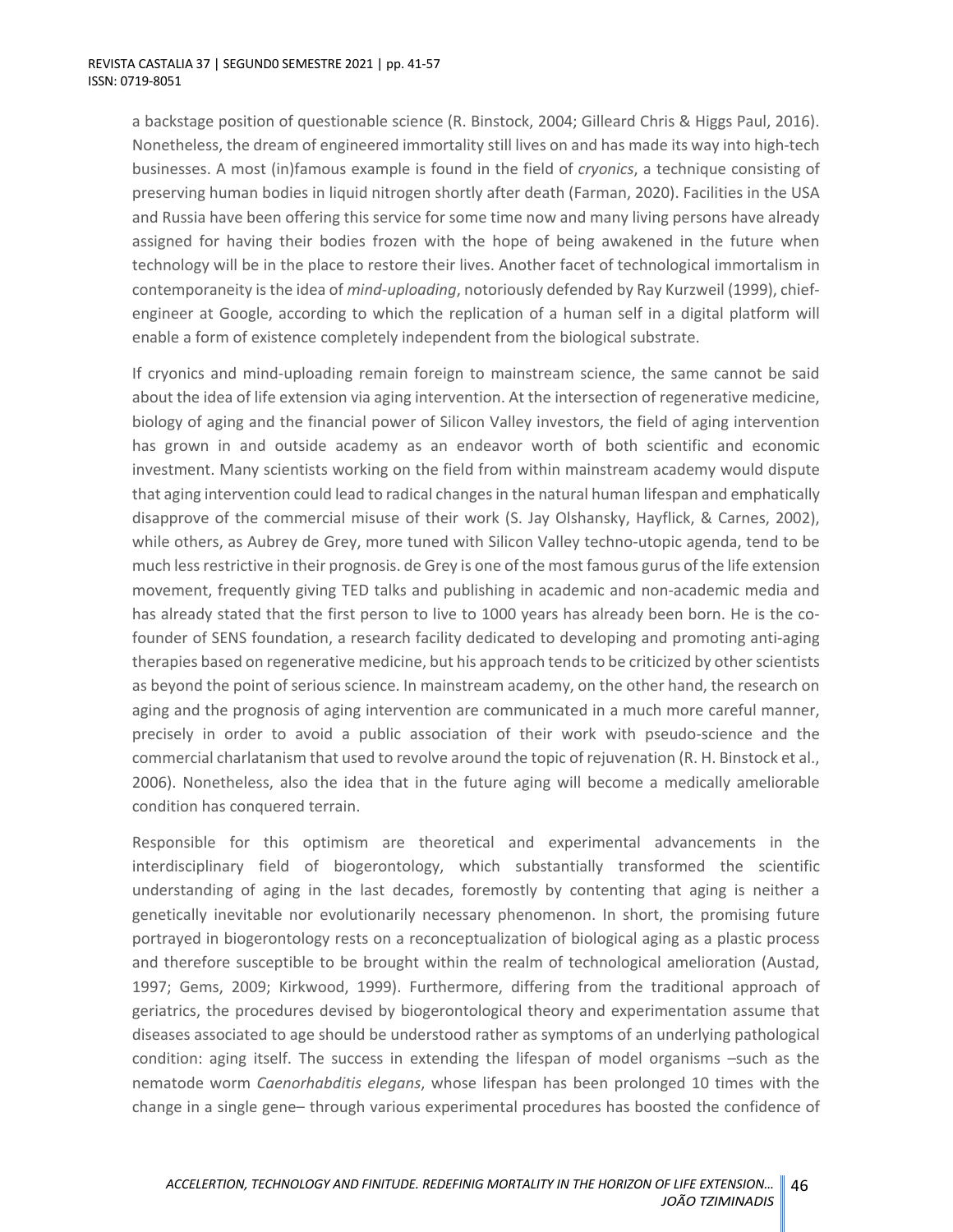a backstage position of questionable science (R. Binstock, 2004; Gilleard Chris & Higgs Paul, 2016). Nonetheless, the dream of engineered immortality still lives on and has made its way into high-tech businesses. A most (in)famous example is found in the field of *cryonics*, a technique consisting of preserving human bodies in liquid nitrogen shortly after death (Farman, 2020). Facilities in the USA and Russia have been offering this service for some time now and many living persons have already assigned for having their bodies frozen with the hope of being awakened in the future when technology will be in the place to restore their lives. Another facet of technological immortalism in contemporaneity is the idea of *mind-uploading*, notoriously defended by Ray Kurzweil (1999), chief-engineer at Google, according to which the replication of a human self in a digital platform will enable a form of existence completely independent from the biological substrate.

If cryonics and mind-uploading remain foreign to mainstream science, the same cannot be said about the idea of life extension via aging intervention. At the intersection of regenerative medicine, biology of aging and the financial power of Silicon Valley investors, the field of aging intervention has grown in and outside academy as an endeavor worth of both scientific and economic investment. Many scientists working on the field from within mainstream academy would dispute that aging intervention could lead to radical changes in the natural human lifespan and emphatically disapprove of the commercial misuse of their work (S. Jay Olshansky, Hayflick, & Carnes, 2002), while others, as Aubrey de Grey, more tuned with Silicon Valley techno-utopic agenda, tend to be much less restrictive in their prognosis. de Grey is one of the most famous gurus of the life extension movement, frequently giving TED talks and publishing in academic and non-academic media and has already stated that the first person to live to 1000 years has already been born. He is the co-founder of SENS foundation, a research facility dedicated to developing and promoting anti-aging therapies based on regenerative medicine, but his approach tends to be criticized by other scientists as beyond the point of serious science. In mainstream academy, on the other hand, the research on aging and the prognosis of aging intervention are communicated in a much more careful manner, precisely in order to avoid a public association of their work with pseudo-science and the commercial charlatanism that used to revolve around the topic of rejuvenation (R. H. Binstock et al., 2006). Nonetheless, also the idea that in the future aging will become a medically ameliorable condition has conquered terrain.

Responsible for this optimism are theoretical and experimental advancements in the interdisciplinary field of biogerontology, which substantially transformed the scientific understanding of aging in the last decades, foremostly by contenting that aging is neither a genetically inevitable nor evolutionarily necessary phenomenon. In short, the promising future portrayed in biogerontology rests on a reconceptualization of biological aging as a plastic process and therefore susceptible to be brought within the realm of technological amelioration (Austad, 1997; Gems, 2009; Kirkwood, 1999). Furthermore, differing from the traditional approach of geriatrics, the procedures devised by biogerontological theory and experimentation assume that diseases associated to age should be understood rather as symptoms of an underlying pathological condition: aging itself. The success in extending the lifespan of model organisms –such as the nematode worm *Caenorhabditis elegans*, whose lifespan has been prolonged 10 times with the change in a single gene– through various experimental procedures has boosted the confidence of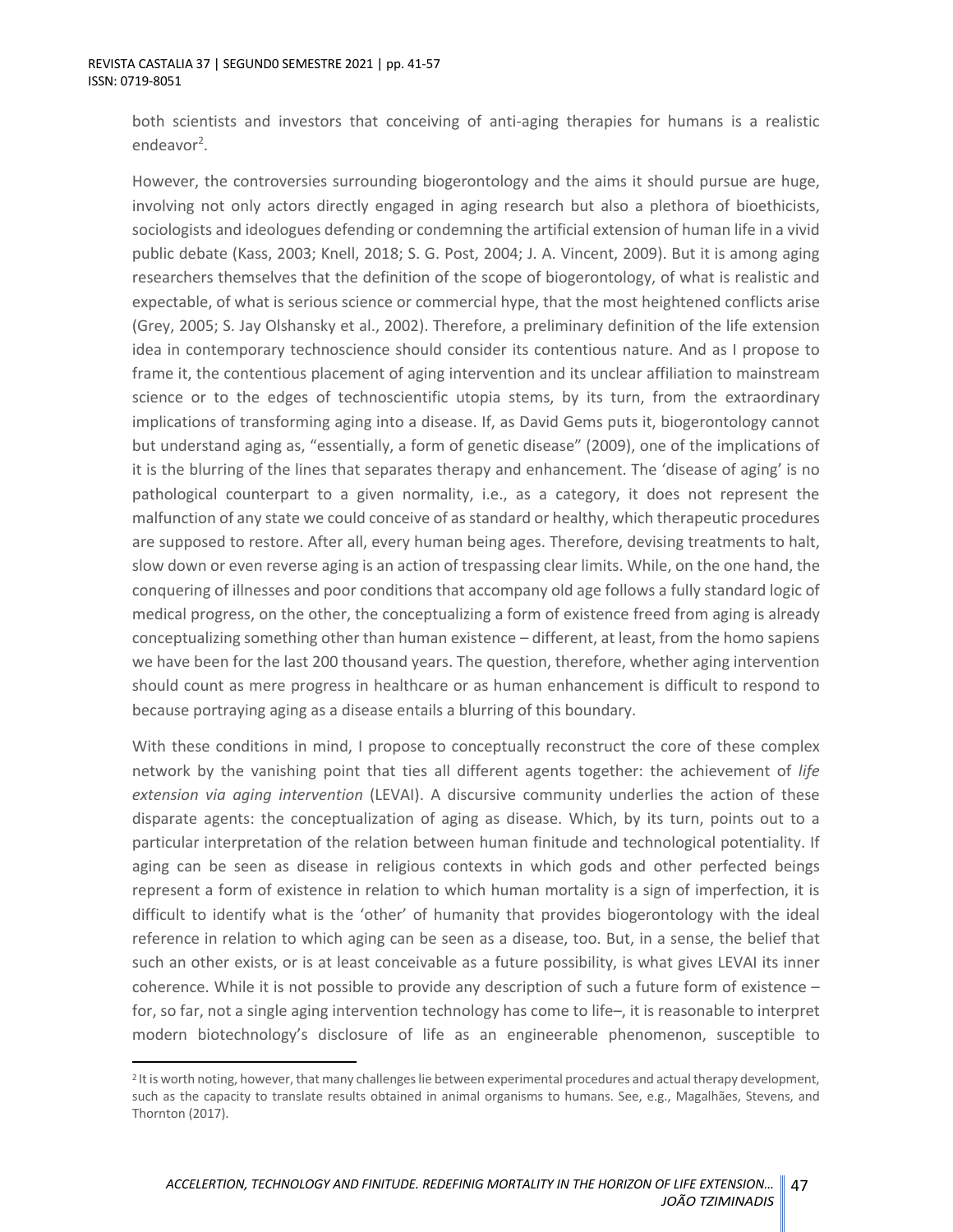both scientists and investors that conceiving of anti-aging therapies for humans is a realistic endeavor[2].

However, the controversies surrounding biogerontology and the aims it should pursue are huge, involving not only actors directly engaged in aging research but also a plethora of bioethicists, sociologists and ideologues defending or condemning the artificial extension of human life in a vivid public debate (Kass, 2003; Knell, 2018; S. G. Post, 2004; J. A. Vincent, 2009). But it is among aging researchers themselves that the definition of the scope of biogerontology, of what is realistic and expectable, of what is serious science or commercial hype, that the most heightened conflicts arise (Grey, 2005; S. Jay Olshansky et al., 2002). Therefore, a preliminary definition of the life extension idea in contemporary technoscience should consider its contentious nature. And as I propose to frame it, the contentious placement of aging intervention and its unclear affiliation to mainstream science or to the edges of technoscientific utopia stems, by its turn, from the extraordinary implications of transforming aging into a disease. If, as David Gems puts it, biogerontology cannot but understand aging as, "essentially, a form of genetic disease" (2009), one of the implications of it is the blurring of the lines that separates therapy and enhancement. The 'disease of aging' is no pathological counterpart to a given normality, i.e., as a category, it does not represent the malfunction of any state we could conceive of as standard or healthy, which therapeutic procedures are supposed to restore. After all, every human being ages. Therefore, devising treatments to halt, slow down or even reverse aging is an action of trespassing clear limits. While, on the one hand, the conquering of illnesses and poor conditions that accompany old age follows a fully standard logic of medical progress, on the other, the conceptualizing a form of existence freed from aging is already conceptualizing something other than human existence – different, at least, from the homo sapiens we have been for the last 200 thousand years. The question, therefore, whether aging intervention should count as mere progress in healthcare or as human enhancement is difficult to respond to because portraying aging as a disease entails a blurring of this boundary.

With these conditions in mind, I propose to conceptually reconstruct the core of these complex network by the vanishing point that ties all different agents together: the achievement of *life extension via aging intervention* (LEVAI). A discursive community underlies the action of these disparate agents: the conceptualization of aging as disease. Which, by its turn, points out to a particular interpretation of the relation between human finitude and technological potentiality. If aging can be seen as disease in religious contexts in which gods and other perfected beings represent a form of existence in relation to which human mortality is a sign of imperfection, it is difficult to identify what is the 'other' of humanity that provides biogerontology with the ideal reference in relation to which aging can be seen as a disease, too. But, in a sense, the belief that such an other exists, or is at least conceivable as a future possibility, is what gives LEVAI its inner coherence. While it is not possible to provide any description of such a future form of existence – for, so far, not a single aging intervention technology has come to life–, it is reasonable to interpret modern biotechnology's disclosure of life as an engineerable phenomenon, susceptible to

---

[2] It is worth noting, however, that many challenges lie between experimental procedures and actual therapy development, such as the capacity to translate results obtained in animal organisms to humans. See, e.g., Magalhães, Stevens, and Thornton (2017).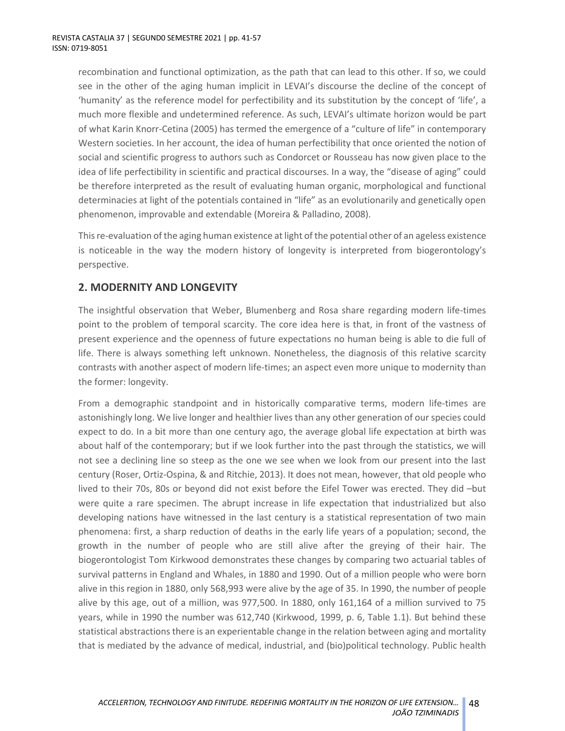recombination and functional optimization, as the path that can lead to this other. If so, we could see in the other of the aging human implicit in LEVAI's discourse the decline of the concept of 'humanity' as the reference model for perfectibility and its substitution by the concept of 'life', a much more flexible and undetermined reference. As such, LEVAI's ultimate horizon would be part of what Karin Knorr-Cetina (2005) has termed the emergence of a "culture of life" in contemporary Western societies. In her account, the idea of human perfectibility that once oriented the notion of social and scientific progress to authors such as Condorcet or Rousseau has now given place to the idea of life perfectibility in scientific and practical discourses. In a way, the "disease of aging" could be therefore interpreted as the result of evaluating human organic, morphological and functional determinacies at light of the potentials contained in "life" as an evolutionarily and genetically open phenomenon, improvable and extendable (Moreira & Palladino, 2008).

This re-evaluation of the aging human existence at light of the potential other of an ageless existence is noticeable in the way the modern history of longevity is interpreted from biogerontology's perspective.

## 2. MODERNITY AND LONGEVITY

The insightful observation that Weber, Blumenberg and Rosa share regarding modern life-times point to the problem of temporal scarcity. The core idea here is that, in front of the vastness of present experience and the openness of future expectations no human being is able to die full of life. There is always something left unknown. Nonetheless, the diagnosis of this relative scarcity contrasts with another aspect of modern life-times; an aspect even more unique to modernity than the former: longevity.

From a demographic standpoint and in historically comparative terms, modern life-times are astonishingly long. We live longer and healthier lives than any other generation of our species could expect to do. In a bit more than one century ago, the average global life expectation at birth was about half of the contemporary; but if we look further into the past through the statistics, we will not see a declining line so steep as the one we see when we look from our present into the last century (Roser, Ortiz-Ospina, & and Ritchie, 2013). It does not mean, however, that old people who lived to their 70s, 80s or beyond did not exist before the Eifel Tower was erected. They did –but were quite a rare specimen. The abrupt increase in life expectation that industrialized but also developing nations have witnessed in the last century is a statistical representation of two main phenomena: first, a sharp reduction of deaths in the early life years of a population; second, the growth in the number of people who are still alive after the greying of their hair. The biogerontologist Tom Kirkwood demonstrates these changes by comparing two actuarial tables of survival patterns in England and Whales, in 1880 and 1990. Out of a million people who were born alive in this region in 1880, only 568,993 were alive by the age of 35. In 1990, the number of people alive by this age, out of a million, was 977,500. In 1880, only 161,164 of a million survived to 75 years, while in 1990 the number was 612,740 (Kirkwood, 1999, p. 6, Table 1.1). But behind these statistical abstractions there is an experientable change in the relation between aging and mortality that is mediated by the advance of medical, industrial, and (bio)political technology. Public health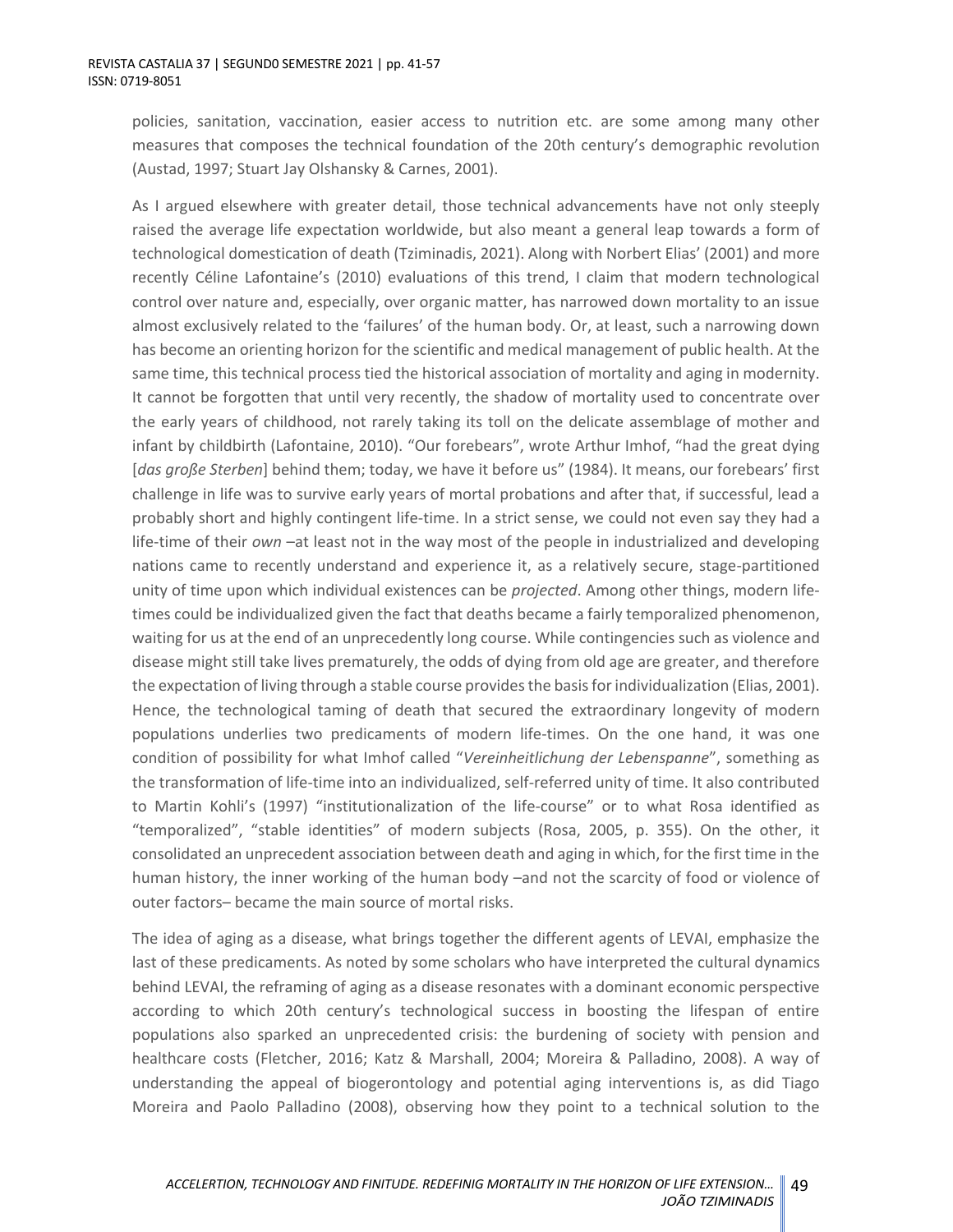policies, sanitation, vaccination, easier access to nutrition etc. are some among many other measures that composes the technical foundation of the 20th century's demographic revolution (Austad, 1997; Stuart Jay Olshansky & Carnes, 2001).

As I argued elsewhere with greater detail, those technical advancements have not only steeply raised the average life expectation worldwide, but also meant a general leap towards a form of technological domestication of death (Tziminadis, 2021). Along with Norbert Elias' (2001) and more recently Céline Lafontaine's (2010) evaluations of this trend, I claim that modern technological control over nature and, especially, over organic matter, has narrowed down mortality to an issue almost exclusively related to the 'failures' of the human body. Or, at least, such a narrowing down has become an orienting horizon for the scientific and medical management of public health. At the same time, this technical process tied the historical association of mortality and aging in modernity. It cannot be forgotten that until very recently, the shadow of mortality used to concentrate over the early years of childhood, not rarely taking its toll on the delicate assemblage of mother and infant by childbirth (Lafontaine, 2010). "Our forebears", wrote Arthur Imhof, "had the great dying [*das große Sterben*] behind them; today, we have it before us" (1984). It means, our forebears' first challenge in life was to survive early years of mortal probations and after that, if successful, lead a probably short and highly contingent life-time. In a strict sense, we could not even say they had a life-time of their *own* –at least not in the way most of the people in industrialized and developing nations came to recently understand and experience it, as a relatively secure, stage-partitioned unity of time upon which individual existences can be *projected*. Among other things, modern life-times could be individualized given the fact that deaths became a fairly temporalized phenomenon, waiting for us at the end of an unprecedently long course. While contingencies such as violence and disease might still take lives prematurely, the odds of dying from old age are greater, and therefore the expectation of living through a stable course provides the basis for individualization (Elias, 2001). Hence, the technological taming of death that secured the extraordinary longevity of modern populations underlies two predicaments of modern life-times. On the one hand, it was one condition of possibility for what Imhof called "*Vereinheitlichung der Lebenspanne*", something as the transformation of life-time into an individualized, self-referred unity of time. It also contributed to Martin Kohli's (1997) "institutionalization of the life-course" or to what Rosa identified as "temporalized", "stable identities" of modern subjects (Rosa, 2005, p. 355). On the other, it consolidated an unprecedent association between death and aging in which, for the first time in the human history, the inner working of the human body –and not the scarcity of food or violence of outer factors– became the main source of mortal risks.

The idea of aging as a disease, what brings together the different agents of LEVAI, emphasize the last of these predicaments. As noted by some scholars who have interpreted the cultural dynamics behind LEVAI, the reframing of aging as a disease resonates with a dominant economic perspective according to which 20th century's technological success in boosting the lifespan of entire populations also sparked an unprecedented crisis: the burdening of society with pension and healthcare costs (Fletcher, 2016; Katz & Marshall, 2004; Moreira & Palladino, 2008). A way of understanding the appeal of biogerontology and potential aging interventions is, as did Tiago Moreira and Paolo Palladino (2008), observing how they point to a technical solution to the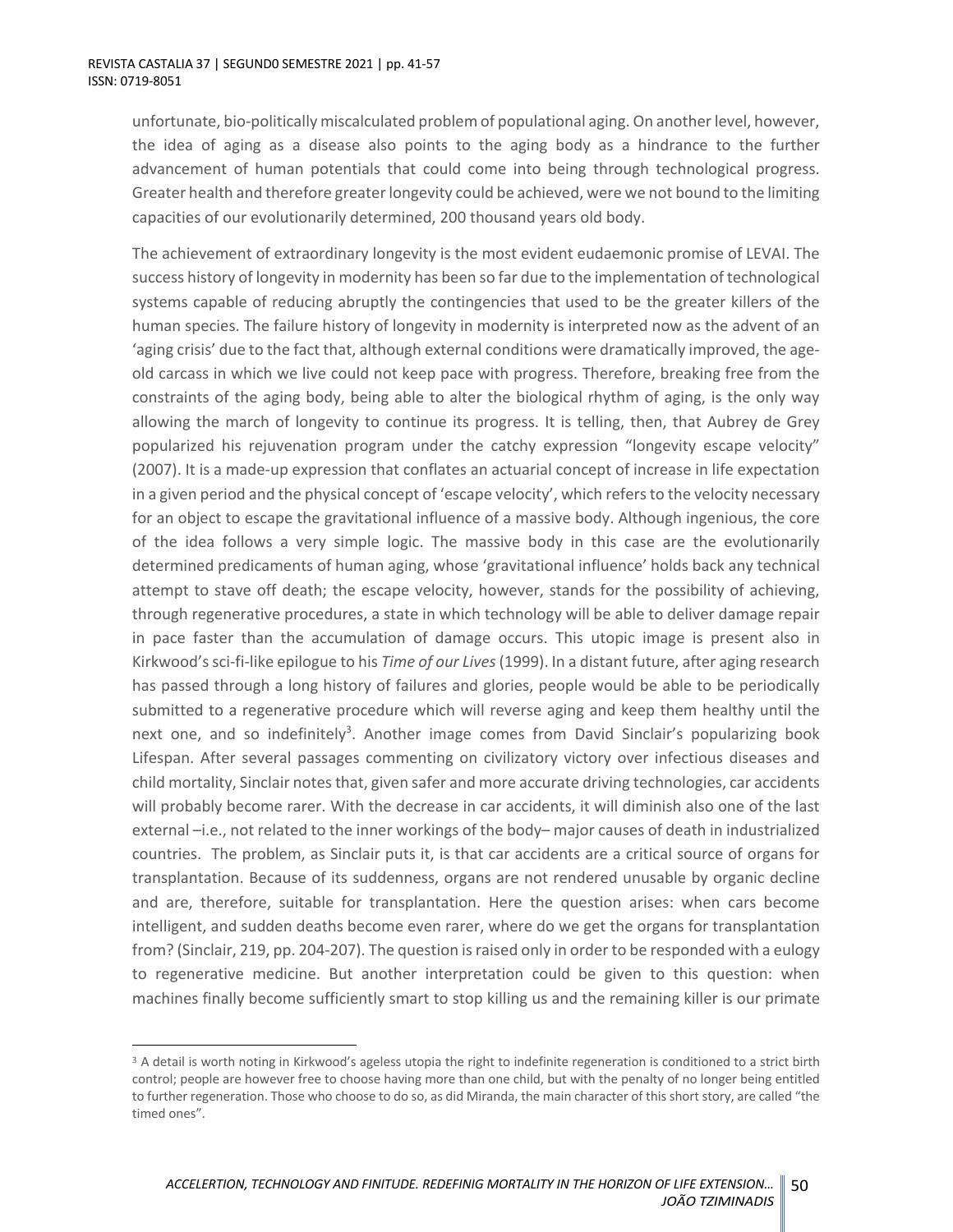unfortunate, bio-politically miscalculated problem of populational aging. On another level, however, the idea of aging as a disease also points to the aging body as a hindrance to the further advancement of human potentials that could come into being through technological progress. Greater health and therefore greater longevity could be achieved, were we not bound to the limiting capacities of our evolutionarily determined, 200 thousand years old body.

The achievement of extraordinary longevity is the most evident eudaemonic promise of LEVAI. The success history of longevity in modernity has been so far due to the implementation of technological systems capable of reducing abruptly the contingencies that used to be the greater killers of the human species. The failure history of longevity in modernity is interpreted now as the advent of an 'aging crisis' due to the fact that, although external conditions were dramatically improved, the age-old carcass in which we live could not keep pace with progress. Therefore, breaking free from the constraints of the aging body, being able to alter the biological rhythm of aging, is the only way allowing the march of longevity to continue its progress. It is telling, then, that Aubrey de Grey popularized his rejuvenation program under the catchy expression "longevity escape velocity" (2007). It is a made-up expression that conflates an actuarial concept of increase in life expectation in a given period and the physical concept of 'escape velocity', which refers to the velocity necessary for an object to escape the gravitational influence of a massive body. Although ingenious, the core of the idea follows a very simple logic. The massive body in this case are the evolutionarily determined predicaments of human aging, whose 'gravitational influence' holds back any technical attempt to stave off death; the escape velocity, however, stands for the possibility of achieving, through regenerative procedures, a state in which technology will be able to deliver damage repair in pace faster than the accumulation of damage occurs. This utopic image is present also in Kirkwood's sci-fi-like epilogue to his *Time of our Lives* (1999). In a distant future, after aging research has passed through a long history of failures and glories, people would be able to be periodically submitted to a regenerative procedure which will reverse aging and keep them healthy until the next one, and so indefinitely[3]. Another image comes from David Sinclair's popularizing book Lifespan. After several passages commenting on civilizatory victory over infectious diseases and child mortality, Sinclair notes that, given safer and more accurate driving technologies, car accidents will probably become rarer. With the decrease in car accidents, it will diminish also one of the last external –i.e., not related to the inner workings of the body– major causes of death in industrialized countries. The problem, as Sinclair puts it, is that car accidents are a critical source of organs for transplantation. Because of its suddenness, organs are not rendered unusable by organic decline and are, therefore, suitable for transplantation. Here the question arises: when cars become intelligent, and sudden deaths become even rarer, where do we get the organs for transplantation from? (Sinclair, 219, pp. 204-207). The question is raised only in order to be responded with a eulogy to regenerative medicine. But another interpretation could be given to this question: when machines finally become sufficiently smart to stop killing us and the remaining killer is our primate

[3] A detail is worth noting in Kirkwood's ageless utopia the right to indefinite regeneration is conditioned to a strict birth control; people are however free to choose having more than one child, but with the penalty of no longer being entitled to further regeneration. Those who choose to do so, as did Miranda, the main character of this short story, are called "the timed ones".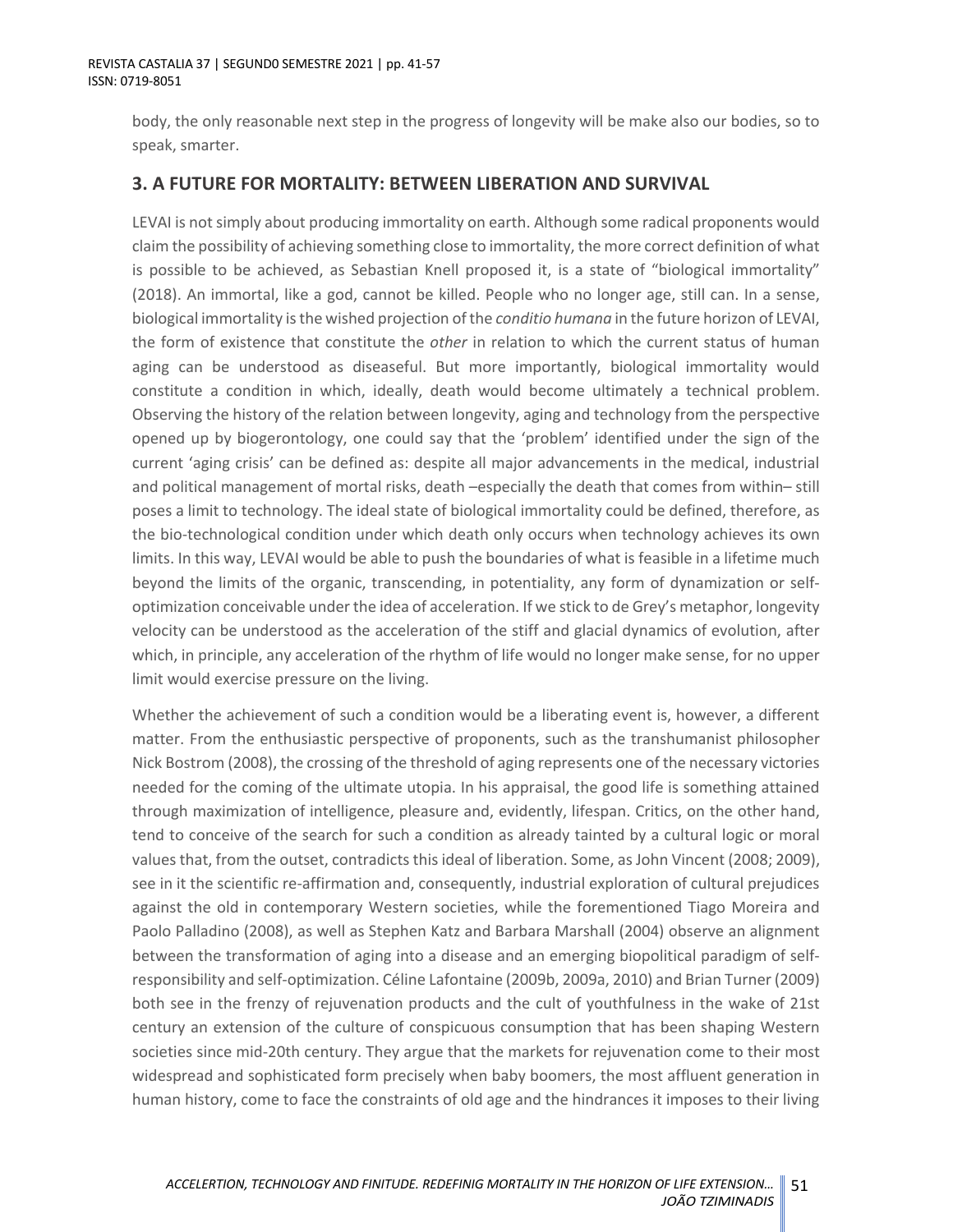body, the only reasonable next step in the progress of longevity will be make also our bodies, so to speak, smarter.

## 3. A FUTURE FOR MORTALITY: BETWEEN LIBERATION AND SURVIVAL

LEVAI is not simply about producing immortality on earth. Although some radical proponents would claim the possibility of achieving something close to immortality, the more correct definition of what is possible to be achieved, as Sebastian Knell proposed it, is a state of "biological immortality" (2018). An immortal, like a god, cannot be killed. People who no longer age, still can. In a sense, biological immortality is the wished projection of the *conditio humana* in the future horizon of LEVAI, the form of existence that constitute the *other* in relation to which the current status of human aging can be understood as diseaseful. But more importantly, biological immortality would constitute a condition in which, ideally, death would become ultimately a technical problem. Observing the history of the relation between longevity, aging and technology from the perspective opened up by biogerontology, one could say that the 'problem' identified under the sign of the current 'aging crisis' can be defined as: despite all major advancements in the medical, industrial and political management of mortal risks, death –especially the death that comes from within– still poses a limit to technology. The ideal state of biological immortality could be defined, therefore, as the bio-technological condition under which death only occurs when technology achieves its own limits. In this way, LEVAI would be able to push the boundaries of what is feasible in a lifetime much beyond the limits of the organic, transcending, in potentiality, any form of dynamization or self-optimization conceivable under the idea of acceleration. If we stick to de Grey's metaphor, longevity velocity can be understood as the acceleration of the stiff and glacial dynamics of evolution, after which, in principle, any acceleration of the rhythm of life would no longer make sense, for no upper limit would exercise pressure on the living.

Whether the achievement of such a condition would be a liberating event is, however, a different matter. From the enthusiastic perspective of proponents, such as the transhumanist philosopher Nick Bostrom (2008), the crossing of the threshold of aging represents one of the necessary victories needed for the coming of the ultimate utopia. In his appraisal, the good life is something attained through maximization of intelligence, pleasure and, evidently, lifespan. Critics, on the other hand, tend to conceive of the search for such a condition as already tainted by a cultural logic or moral values that, from the outset, contradicts this ideal of liberation. Some, as John Vincent (2008; 2009), see in it the scientific re-affirmation and, consequently, industrial exploration of cultural prejudices against the old in contemporary Western societies, while the forementioned Tiago Moreira and Paolo Palladino (2008), as well as Stephen Katz and Barbara Marshall (2004) observe an alignment between the transformation of aging into a disease and an emerging biopolitical paradigm of self-responsibility and self-optimization. Céline Lafontaine (2009b, 2009a, 2010) and Brian Turner (2009) both see in the frenzy of rejuvenation products and the cult of youthfulness in the wake of 21st century an extension of the culture of conspicuous consumption that has been shaping Western societies since mid-20th century. They argue that the markets for rejuvenation come to their most widespread and sophisticated form precisely when baby boomers, the most affluent generation in human history, come to face the constraints of old age and the hindrances it imposes to their living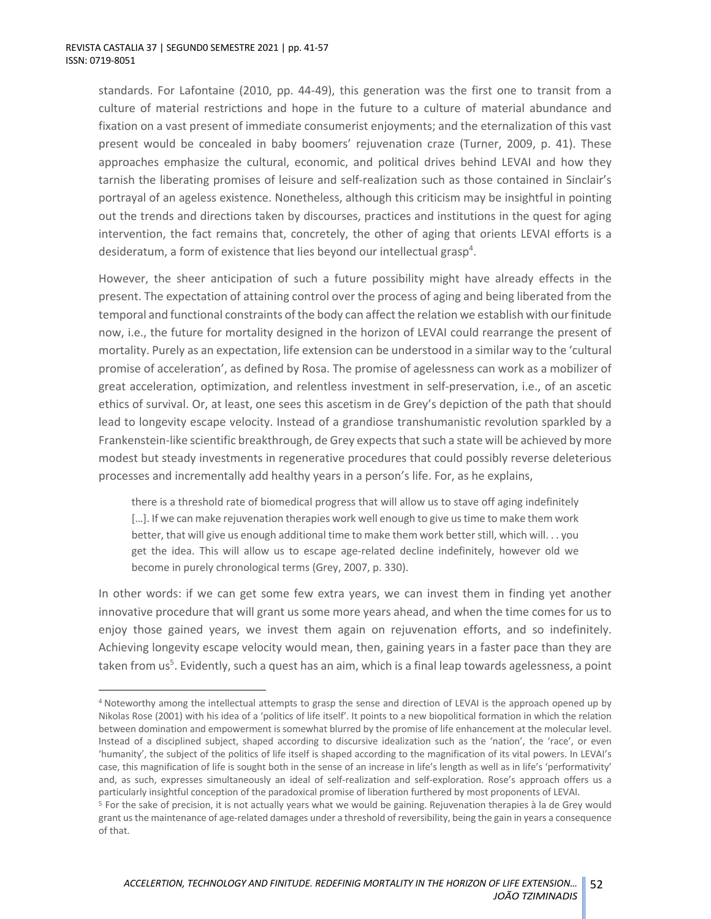standards. For Lafontaine (2010, pp. 44-49), this generation was the first one to transit from a culture of material restrictions and hope in the future to a culture of material abundance and fixation on a vast present of immediate consumerist enjoyments; and the eternalization of this vast present would be concealed in baby boomers' rejuvenation craze (Turner, 2009, p. 41). These approaches emphasize the cultural, economic, and political drives behind LEVAI and how they tarnish the liberating promises of leisure and self-realization such as those contained in Sinclair's portrayal of an ageless existence. Nonetheless, although this criticism may be insightful in pointing out the trends and directions taken by discourses, practices and institutions in the quest for aging intervention, the fact remains that, concretely, the other of aging that orients LEVAI efforts is a desideratum, a form of existence that lies beyond our intellectual grasp[4].

However, the sheer anticipation of such a future possibility might have already effects in the present. The expectation of attaining control over the process of aging and being liberated from the temporal and functional constraints of the body can affect the relation we establish with our finitude now, i.e., the future for mortality designed in the horizon of LEVAI could rearrange the present of mortality. Purely as an expectation, life extension can be understood in a similar way to the 'cultural promise of acceleration', as defined by Rosa. The promise of agelessness can work as a mobilizer of great acceleration, optimization, and relentless investment in self-preservation, i.e., of an ascetic ethics of survival. Or, at least, one sees this ascetism in de Grey's depiction of the path that should lead to longevity escape velocity. Instead of a grandiose transhumanistic revolution sparkled by a Frankenstein-like scientific breakthrough, de Grey expects that such a state will be achieved by more modest but steady investments in regenerative procedures that could possibly reverse deleterious processes and incrementally add healthy years in a person's life. For, as he explains,

> there is a threshold rate of biomedical progress that will allow us to stave off aging indefinitely […]. If we can make rejuvenation therapies work well enough to give us time to make them work better, that will give us enough additional time to make them work better still, which will. . . you get the idea. This will allow us to escape age-related decline indefinitely, however old we become in purely chronological terms (Grey, 2007, p. 330).

In other words: if we can get some few extra years, we can invest them in finding yet another innovative procedure that will grant us some more years ahead, and when the time comes for us to enjoy those gained years, we invest them again on rejuvenation efforts, and so indefinitely. Achieving longevity escape velocity would mean, then, gaining years in a faster pace than they are taken from us[5]. Evidently, such a quest has an aim, which is a final leap towards agelessness, a point

---

[4] Noteworthy among the intellectual attempts to grasp the sense and direction of LEVAI is the approach opened up by Nikolas Rose (2001) with his idea of a 'politics of life itself'. It points to a new biopolitical formation in which the relation between domination and empowerment is somewhat blurred by the promise of life enhancement at the molecular level. Instead of a disciplined subject, shaped according to discursive idealization such as the 'nation', the 'race', or even 'humanity', the subject of the politics of life itself is shaped according to the magnification of its vital powers. In LEVAI's case, this magnification of life is sought both in the sense of an increase in life's length as well as in life's 'performativity' and, as such, expresses simultaneously an ideal of self-realization and self-exploration. Rose's approach offers us a particularly insightful conception of the paradoxical promise of liberation furthered by most proponents of LEVAI.

[5] For the sake of precision, it is not actually years what we would be gaining. Rejuvenation therapies à la de Grey would grant us the maintenance of age-related damages under a threshold of reversibility, being the gain in years a consequence of that.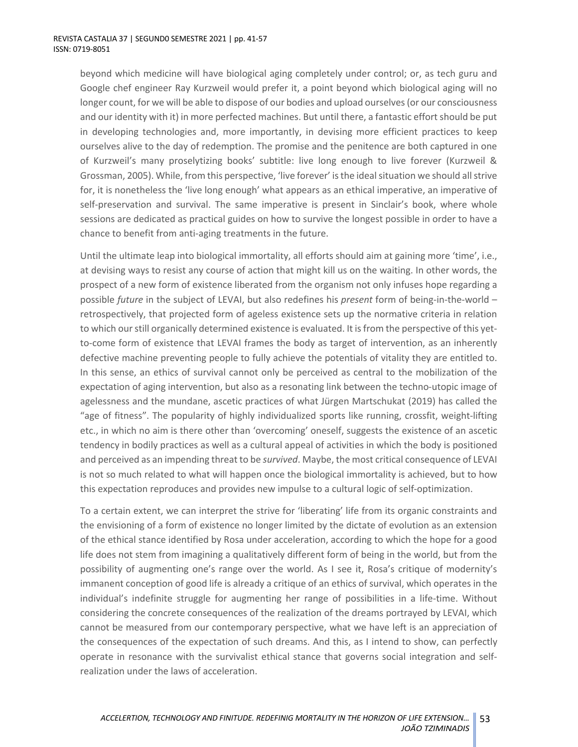beyond which medicine will have biological aging completely under control; or, as tech guru and Google chef engineer Ray Kurzweil would prefer it, a point beyond which biological aging will no longer count, for we will be able to dispose of our bodies and upload ourselves (or our consciousness and our identity with it) in more perfected machines. But until there, a fantastic effort should be put in developing technologies and, more importantly, in devising more efficient practices to keep ourselves alive to the day of redemption. The promise and the penitence are both captured in one of Kurzweil's many proselytizing books' subtitle: live long enough to live forever (Kurzweil & Grossman, 2005). While, from this perspective, 'live forever' is the ideal situation we should all strive for, it is nonetheless the 'live long enough' what appears as an ethical imperative, an imperative of self-preservation and survival. The same imperative is present in Sinclair's book, where whole sessions are dedicated as practical guides on how to survive the longest possible in order to have a chance to benefit from anti-aging treatments in the future.

Until the ultimate leap into biological immortality, all efforts should aim at gaining more 'time', i.e., at devising ways to resist any course of action that might kill us on the waiting. In other words, the prospect of a new form of existence liberated from the organism not only infuses hope regarding a possible *future* in the subject of LEVAI, but also redefines his *present* form of being-in-the-world – retrospectively, that projected form of ageless existence sets up the normative criteria in relation to which our still organically determined existence is evaluated. It is from the perspective of this yet-to-come form of existence that LEVAI frames the body as target of intervention, as an inherently defective machine preventing people to fully achieve the potentials of vitality they are entitled to. In this sense, an ethics of survival cannot only be perceived as central to the mobilization of the expectation of aging intervention, but also as a resonating link between the techno-utopic image of agelessness and the mundane, ascetic practices of what Jürgen Martschukat (2019) has called the "age of fitness". The popularity of highly individualized sports like running, crossfit, weight-lifting etc., in which no aim is there other than 'overcoming' oneself, suggests the existence of an ascetic tendency in bodily practices as well as a cultural appeal of activities in which the body is positioned and perceived as an impending threat to be *survived*. Maybe, the most critical consequence of LEVAI is not so much related to what will happen once the biological immortality is achieved, but to how this expectation reproduces and provides new impulse to a cultural logic of self-optimization.

To a certain extent, we can interpret the strive for 'liberating' life from its organic constraints and the envisioning of a form of existence no longer limited by the dictate of evolution as an extension of the ethical stance identified by Rosa under acceleration, according to which the hope for a good life does not stem from imagining a qualitatively different form of being in the world, but from the possibility of augmenting one's range over the world. As I see it, Rosa's critique of modernity's immanent conception of good life is already a critique of an ethics of survival, which operates in the individual's indefinite struggle for augmenting her range of possibilities in a life-time. Without considering the concrete consequences of the realization of the dreams portrayed by LEVAI, which cannot be measured from our contemporary perspective, what we have left is an appreciation of the consequences of the expectation of such dreams. And this, as I intend to show, can perfectly operate in resonance with the survivalist ethical stance that governs social integration and self-realization under the laws of acceleration.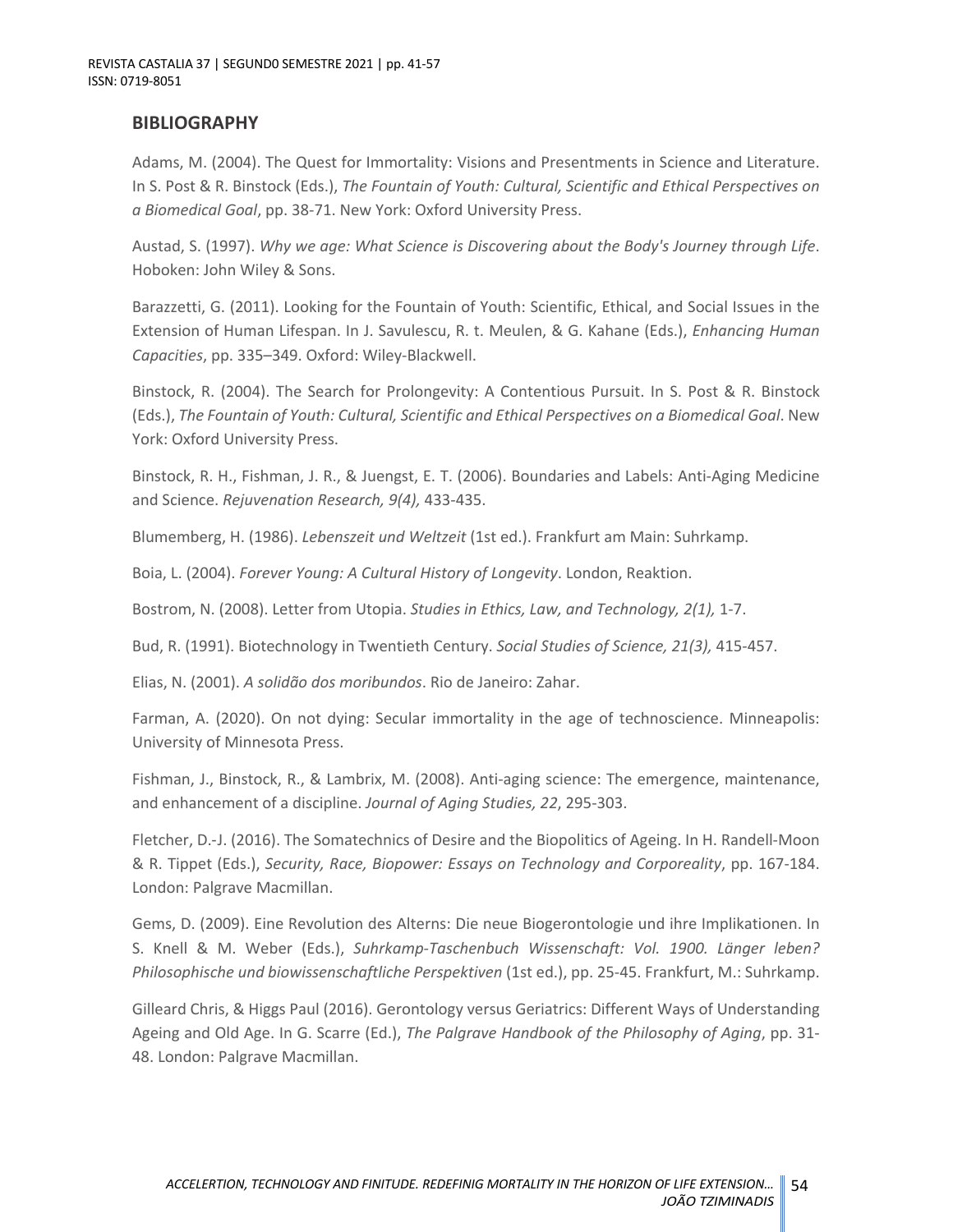## BIBLIOGRAPHY

Adams, M. (2004). The Quest for Immortality: Visions and Presentments in Science and Literature. In S. Post & R. Binstock (Eds.), *The Fountain of Youth: Cultural, Scientific and Ethical Perspectives on a Biomedical Goal*, pp. 38-71. New York: Oxford University Press.

Austad, S. (1997). *Why we age: What Science is Discovering about the Body's Journey through Life*. Hoboken: John Wiley & Sons.

Barazzetti, G. (2011). Looking for the Fountain of Youth: Scientific, Ethical, and Social Issues in the Extension of Human Lifespan. In J. Savulescu, R. t. Meulen, & G. Kahane (Eds.), *Enhancing Human Capacities*, pp. 335–349. Oxford: Wiley-Blackwell.

Binstock, R. (2004). The Search for Prolongevity: A Contentious Pursuit. In S. Post & R. Binstock (Eds.), *The Fountain of Youth: Cultural, Scientific and Ethical Perspectives on a Biomedical Goal*. New York: Oxford University Press.

Binstock, R. H., Fishman, J. R., & Juengst, E. T. (2006). Boundaries and Labels: Anti-Aging Medicine and Science. *Rejuvenation Research, 9(4),* 433-435.

Blumemberg, H. (1986). *Lebenszeit und Weltzeit* (1st ed.). Frankfurt am Main: Suhrkamp.

Boia, L. (2004). *Forever Young: A Cultural History of Longevity*. London, Reaktion.

Bostrom, N. (2008). Letter from Utopia. *Studies in Ethics, Law, and Technology, 2(1),* 1-7.

Bud, R. (1991). Biotechnology in Twentieth Century. *Social Studies of Science, 21(3),* 415-457.

Elias, N. (2001). *A solidão dos moribundos*. Rio de Janeiro: Zahar.

Farman, A. (2020). On not dying: Secular immortality in the age of technoscience. Minneapolis: University of Minnesota Press.

Fishman, J., Binstock, R., & Lambrix, M. (2008). Anti-aging science: The emergence, maintenance, and enhancement of a discipline. *Journal of Aging Studies, 22*, 295-303.

Fletcher, D.-J. (2016). The Somatechnics of Desire and the Biopolitics of Ageing. In H. Randell-Moon & R. Tippet (Eds.), *Security, Race, Biopower: Essays on Technology and Corporeality*, pp. 167-184. London: Palgrave Macmillan.

Gems, D. (2009). Eine Revolution des Alterns: Die neue Biogerontologie und ihre Implikationen. In S. Knell & M. Weber (Eds.), *Suhrkamp-Taschenbuch Wissenschaft: Vol. 1900. Länger leben? Philosophische und biowissenschaftliche Perspektiven* (1st ed.), pp. 25-45. Frankfurt, M.: Suhrkamp.

Gilleard Chris, & Higgs Paul (2016). Gerontology versus Geriatrics: Different Ways of Understanding Ageing and Old Age. In G. Scarre (Ed.), *The Palgrave Handbook of the Philosophy of Aging*, pp. 31-48. London: Palgrave Macmillan.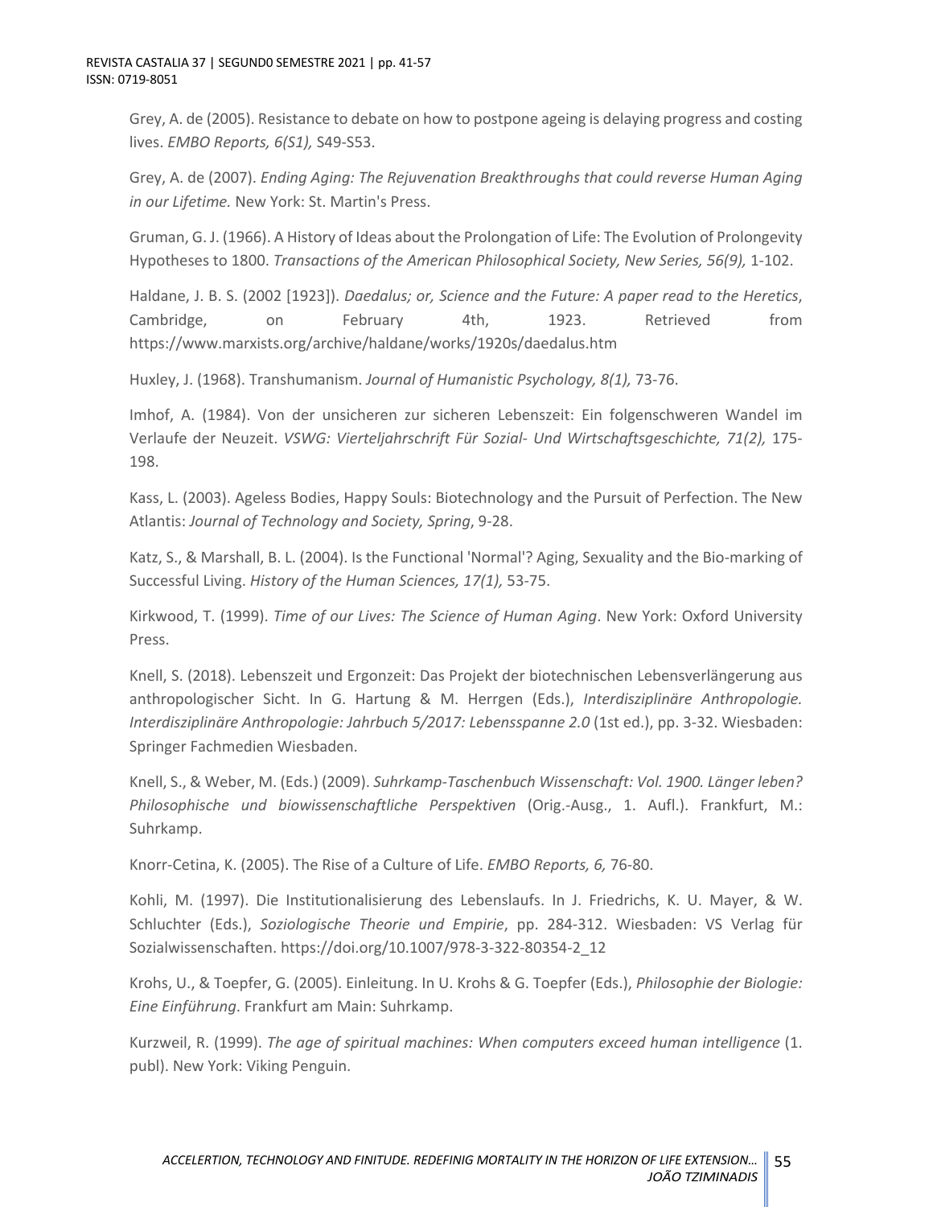Grey, A. de (2005). Resistance to debate on how to postpone ageing is delaying progress and costing lives. *EMBO Reports, 6(S1),* S49-S53.

Grey, A. de (2007). *Ending Aging: The Rejuvenation Breakthroughs that could reverse Human Aging in our Lifetime.* New York: St. Martin's Press.

Gruman, G. J. (1966). A History of Ideas about the Prolongation of Life: The Evolution of Prolongevity Hypotheses to 1800. *Transactions of the American Philosophical Society, New Series, 56(9),* 1-102.

Haldane, J. B. S. (2002 [1923]). *Daedalus; or, Science and the Future: A paper read to the Heretics*, Cambridge, on February 4th, 1923. Retrieved from https://www.marxists.org/archive/haldane/works/1920s/daedalus.htm

Huxley, J. (1968). Transhumanism. *Journal of Humanistic Psychology, 8(1),* 73-76.

Imhof, A. (1984). Von der unsicheren zur sicheren Lebenszeit: Ein folgenschweren Wandel im Verlaufe der Neuzeit. *VSWG: Vierteljahrschrift Für Sozial- Und Wirtschaftsgeschichte, 71(2),* 175-198.

Kass, L. (2003). Ageless Bodies, Happy Souls: Biotechnology and the Pursuit of Perfection. The New Atlantis: *Journal of Technology and Society, Spring*, 9-28.

Katz, S., & Marshall, B. L. (2004). Is the Functional 'Normal'? Aging, Sexuality and the Bio-marking of Successful Living. *History of the Human Sciences, 17(1),* 53-75.

Kirkwood, T. (1999). *Time of our Lives: The Science of Human Aging*. New York: Oxford University Press.

Knell, S. (2018). Lebenszeit und Ergonzeit: Das Projekt der biotechnischen Lebensverlängerung aus anthropologischer Sicht. In G. Hartung & M. Herrgen (Eds.), *Interdisziplinäre Anthropologie. Interdisziplinäre Anthropologie: Jahrbuch 5/2017: Lebensspanne 2.0* (1st ed.), pp. 3-32. Wiesbaden: Springer Fachmedien Wiesbaden.

Knell, S., & Weber, M. (Eds.) (2009). *Suhrkamp-Taschenbuch Wissenschaft: Vol. 1900. Länger leben? Philosophische und biowissenschaftliche Perspektiven* (Orig.-Ausg., 1. Aufl.). Frankfurt, M.: Suhrkamp.

Knorr-Cetina, K. (2005). The Rise of a Culture of Life. *EMBO Reports, 6,* 76-80.

Kohli, M. (1997). Die Institutionalisierung des Lebenslaufs. In J. Friedrichs, K. U. Mayer, & W. Schluchter (Eds.), *Soziologische Theorie und Empirie*, pp. 284-312. Wiesbaden: VS Verlag für Sozialwissenschaften. https://doi.org/10.1007/978-3-322-80354-2_12

Krohs, U., & Toepfer, G. (2005). Einleitung. In U. Krohs & G. Toepfer (Eds.), *Philosophie der Biologie: Eine Einführung*. Frankfurt am Main: Suhrkamp.

Kurzweil, R. (1999). *The age of spiritual machines: When computers exceed human intelligence* (1. publ). New York: Viking Penguin.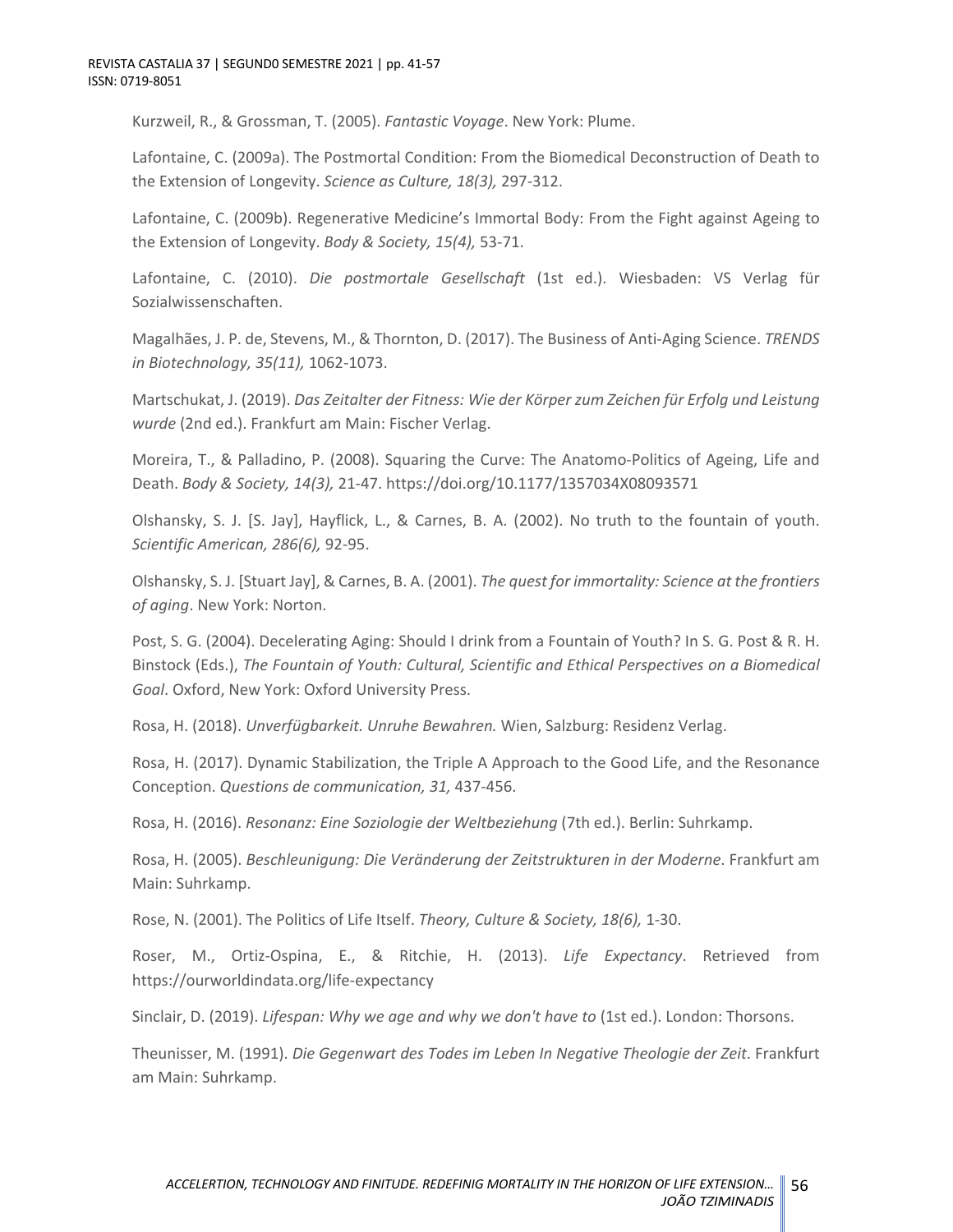Kurzweil, R., & Grossman, T. (2005). *Fantastic Voyage*. New York: Plume.

Lafontaine, C. (2009a). The Postmortal Condition: From the Biomedical Deconstruction of Death to the Extension of Longevity. *Science as Culture, 18(3),* 297-312.

Lafontaine, C. (2009b). Regenerative Medicine's Immortal Body: From the Fight against Ageing to the Extension of Longevity. *Body & Society, 15(4),* 53-71.

Lafontaine, C. (2010). *Die postmortale Gesellschaft* (1st ed.). Wiesbaden: VS Verlag für Sozialwissenschaften.

Magalhães, J. P. de, Stevens, M., & Thornton, D. (2017). The Business of Anti-Aging Science. *TRENDS in Biotechnology, 35(11),* 1062-1073.

Martschukat, J. (2019). *Das Zeitalter der Fitness: Wie der Körper zum Zeichen für Erfolg und Leistung wurde* (2nd ed.). Frankfurt am Main: Fischer Verlag.

Moreira, T., & Palladino, P. (2008). Squaring the Curve: The Anatomo-Politics of Ageing, Life and Death. *Body & Society, 14(3),* 21-47. https://doi.org/10.1177/1357034X08093571

Olshansky, S. J. [S. Jay], Hayflick, L., & Carnes, B. A. (2002). No truth to the fountain of youth. *Scientific American, 286(6),* 92-95.

Olshansky, S. J. [Stuart Jay], & Carnes, B. A. (2001). *The quest for immortality: Science at the frontiers of aging*. New York: Norton.

Post, S. G. (2004). Decelerating Aging: Should I drink from a Fountain of Youth? In S. G. Post & R. H. Binstock (Eds.), *The Fountain of Youth: Cultural, Scientific and Ethical Perspectives on a Biomedical Goal*. Oxford, New York: Oxford University Press.

Rosa, H. (2018). *Unverfügbarkeit. Unruhe Bewahren.* Wien, Salzburg: Residenz Verlag.

Rosa, H. (2017). Dynamic Stabilization, the Triple A Approach to the Good Life, and the Resonance Conception. *Questions de communication, 31,* 437-456.

Rosa, H. (2016). *Resonanz: Eine Soziologie der Weltbeziehung* (7th ed.). Berlin: Suhrkamp.

Rosa, H. (2005). *Beschleunigung: Die Veränderung der Zeitstrukturen in der Moderne*. Frankfurt am Main: Suhrkamp.

Rose, N. (2001). The Politics of Life Itself. *Theory, Culture & Society, 18(6),* 1-30.

Roser, M., Ortiz-Ospina, E., & Ritchie, H. (2013). *Life Expectancy*. Retrieved from https://ourworldindata.org/life-expectancy

Sinclair, D. (2019). *Lifespan: Why we age and why we don't have to* (1st ed.). London: Thorsons.

Theunisser, M. (1991). *Die Gegenwart des Todes im Leben In Negative Theologie der Zeit*. Frankfurt am Main: Suhrkamp.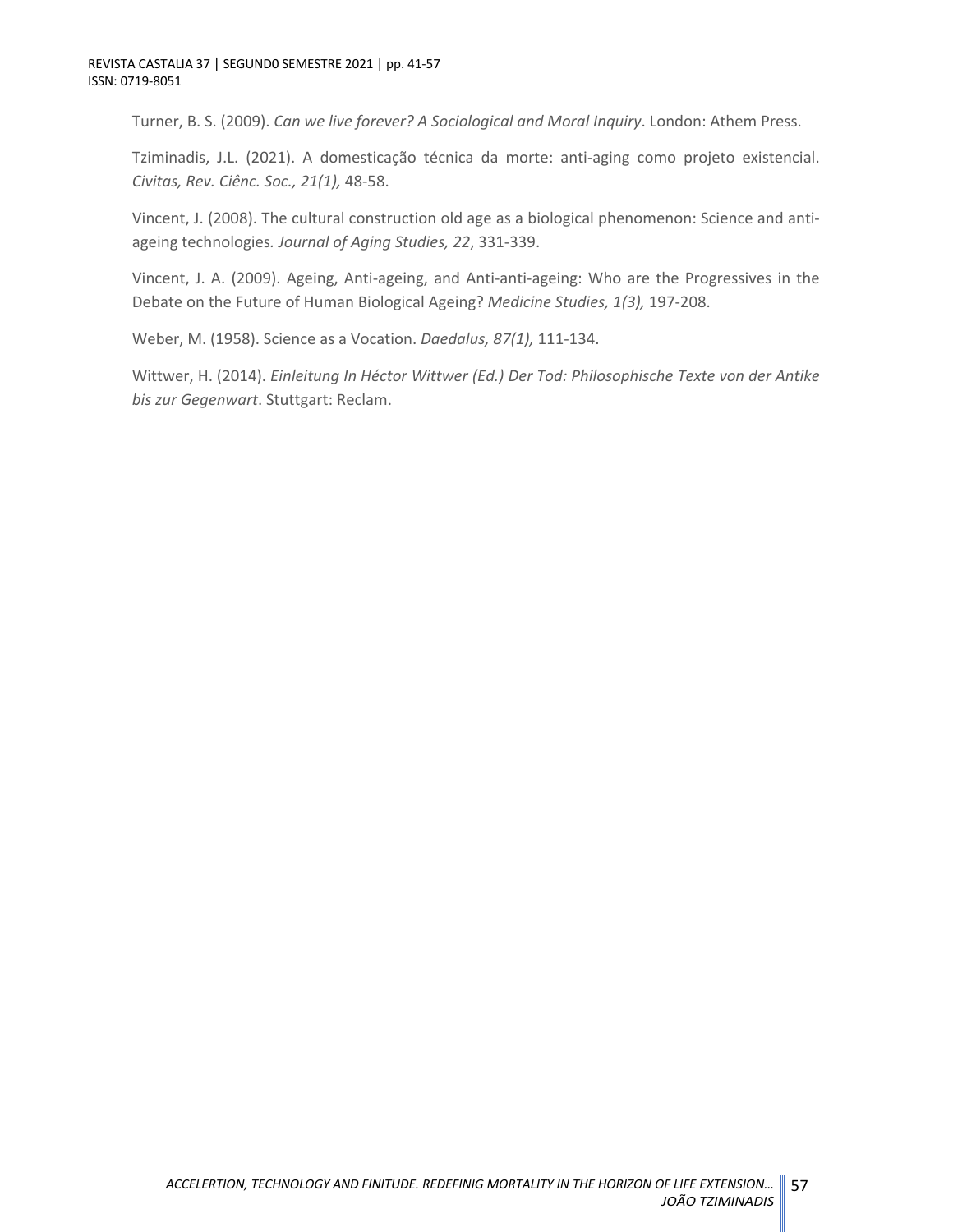Turner, B. S. (2009). *Can we live forever? A Sociological and Moral Inquiry*. London: Athem Press.

Tziminadis, J.L. (2021). A domesticação técnica da morte: anti-aging como projeto existencial. *Civitas, Rev. Ciênc. Soc., 21(1),* 48-58.

Vincent, J. (2008). The cultural construction old age as a biological phenomenon: Science and anti-ageing technologies. *Journal of Aging Studies, 22*, 331-339.

Vincent, J. A. (2009). Ageing, Anti-ageing, and Anti-anti-ageing: Who are the Progressives in the Debate on the Future of Human Biological Ageing? *Medicine Studies, 1(3),* 197-208.

Weber, M. (1958). Science as a Vocation. *Daedalus, 87(1),* 111-134.

Wittwer, H. (2014). *Einleitung In Héctor Wittwer (Ed.) Der Tod: Philosophische Texte von der Antike bis zur Gegenwart*. Stuttgart: Reclam.